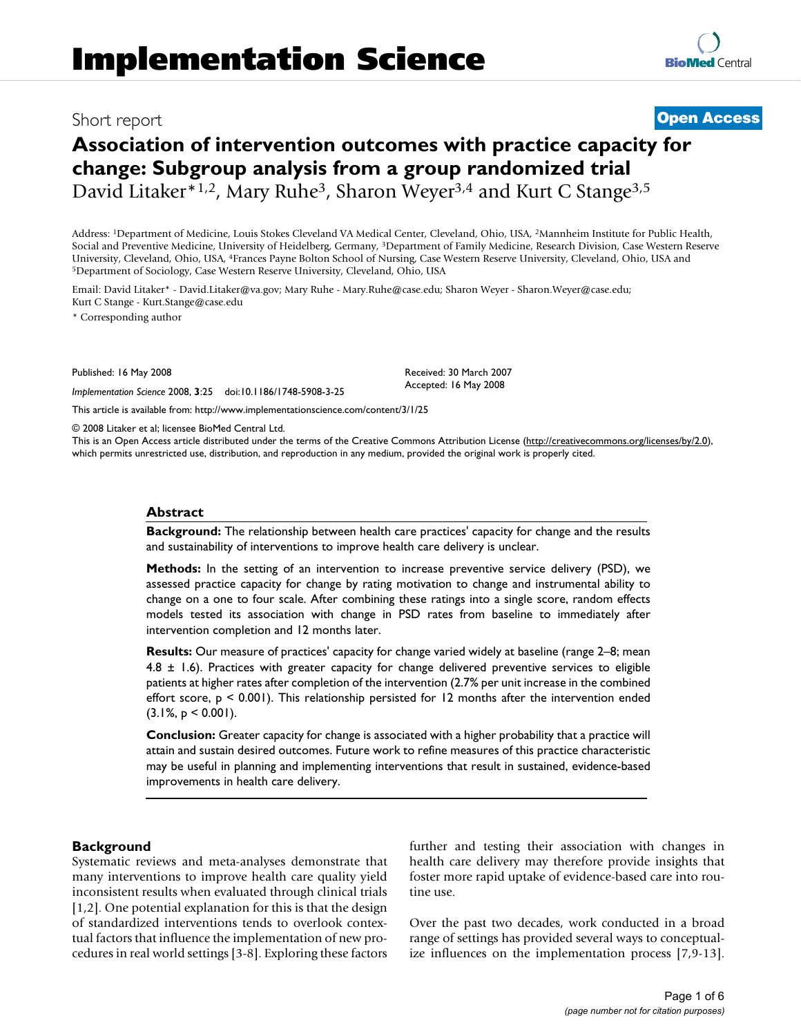# Association of intervention outcomes with practice capacity for change: Subgroup analysis from a group randomized trial

Short report — Open Access

David Litaker*[1,2], Mary Ruhe[3], Sharon Weyer[3,4] and Kurt C Stange[3,5]

Address: [1]Department of Medicine, Louis Stokes Cleveland VA Medical Center, Cleveland, Ohio, USA, [2]Mannheim Institute for Public Health, Social and Preventive Medicine, University of Heidelberg, Germany, [3]Department of Family Medicine, Research Division, Case Western Reserve University, Cleveland, Ohio, USA, [4]Frances Payne Bolton School of Nursing, Case Western Reserve University, Cleveland, Ohio, USA and [5]Department of Sociology, Case Western Reserve University, Cleveland, Ohio, USA

Email: David Litaker* - David.Litaker@va.gov; Mary Ruhe - Mary.Ruhe@case.edu; Sharon Weyer - Sharon.Weyer@case.edu; Kurt C Stange - Kurt.Stange@case.edu

\* Corresponding author

Published: 16 May 2008

Received: 30 March 2007

Accepted: 16 May 2008

*Implementation Science* 2008, **3**:25 doi:10.1186/1748-5908-3-25

This article is available from: http://www.implementationscience.com/content/3/1/25

© 2008 Litaker et al; licensee BioMed Central Ltd.

This is an Open Access article distributed under the terms of the Creative Commons Attribution License (http://creativecommons.org/licenses/by/2.0), which permits unrestricted use, distribution, and reproduction in any medium, provided the original work is properly cited.

## Abstract

**Background:** The relationship between health care practices' capacity for change and the results and sustainability of interventions to improve health care delivery is unclear.

**Methods:** In the setting of an intervention to increase preventive service delivery (PSD), we assessed practice capacity for change by rating motivation to change and instrumental ability to change on a one to four scale. After combining these ratings into a single score, random effects models tested its association with change in PSD rates from baseline to immediately after intervention completion and 12 months later.

**Results:** Our measure of practices' capacity for change varied widely at baseline (range 2–8; mean 4.8 ± 1.6). Practices with greater capacity for change delivered preventive services to eligible patients at higher rates after completion of the intervention (2.7% per unit increase in the combined effort score, $p < 0.001$). This relationship persisted for 12 months after the intervention ended (3.1%, $p < 0.001$).

**Conclusion:** Greater capacity for change is associated with a higher probability that a practice will attain and sustain desired outcomes. Future work to refine measures of this practice characteristic may be useful in planning and implementing interventions that result in sustained, evidence-based improvements in health care delivery.

## Background

Systematic reviews and meta-analyses demonstrate that many interventions to improve health care quality yield inconsistent results when evaluated through clinical trials [1,2]. One potential explanation for this is that the design of standardized interventions tends to overlook contextual factors that influence the implementation of new procedures in real world settings [3-8]. Exploring these factors further and testing their association with changes in health care delivery may therefore provide insights that foster more rapid uptake of evidence-based care into routine use.

Over the past two decades, work conducted in a broad range of settings has provided several ways to conceptualize influences on the implementation process [7,9-13].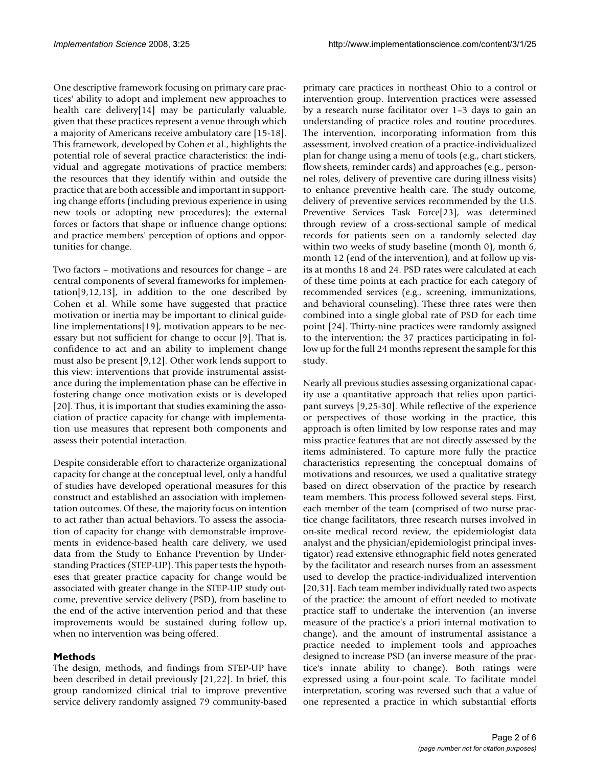One descriptive framework focusing on primary care practices' ability to adopt and implement new approaches to health care delivery[14] may be particularly valuable, given that these practices represent a venue through which a majority of Americans receive ambulatory care [15-18]. This framework, developed by Cohen et al., highlights the potential role of several practice characteristics: the individual and aggregate motivations of practice members; the resources that they identify within and outside the practice that are both accessible and important in supporting change efforts (including previous experience in using new tools or adopting new procedures); the external forces or factors that shape or influence change options; and practice members' perception of options and opportunities for change.

Two factors – motivations and resources for change – are central components of several frameworks for implementation[9,12,13], in addition to the one described by Cohen et al. While some have suggested that practice motivation or inertia may be important to clinical guideline implementations[19], motivation appears to be necessary but not sufficient for change to occur [9]. That is, confidence to act and an ability to implement change must also be present [9,12]. Other work lends support to this view: interventions that provide instrumental assistance during the implementation phase can be effective in fostering change once motivation exists or is developed [20]. Thus, it is important that studies examining the association of practice capacity for change with implementation use measures that represent both components and assess their potential interaction.

Despite considerable effort to characterize organizational capacity for change at the conceptual level, only a handful of studies have developed operational measures for this construct and established an association with implementation outcomes. Of these, the majority focus on intention to act rather than actual behaviors. To assess the association of capacity for change with demonstrable improvements in evidence-based health care delivery, we used data from the Study to Enhance Prevention by Understanding Practices (STEP-UP). This paper tests the hypotheses that greater practice capacity for change would be associated with greater change in the STEP-UP study outcome, preventive service delivery (PSD), from baseline to the end of the active intervention period and that these improvements would be sustained during follow up, when no intervention was being offered.

## Methods

The design, methods, and findings from STEP-UP have been described in detail previously [21,22]. In brief, this group randomized clinical trial to improve preventive service delivery randomly assigned 79 community-based primary care practices in northeast Ohio to a control or intervention group. Intervention practices were assessed by a research nurse facilitator over 1–3 days to gain an understanding of practice roles and routine procedures. The intervention, incorporating information from this assessment, involved creation of a practice-individualized plan for change using a menu of tools (e.g., chart stickers, flow sheets, reminder cards) and approaches (e.g., personnel roles, delivery of preventive care during illness visits) to enhance preventive health care. The study outcome, delivery of preventive services recommended by the U.S. Preventive Services Task Force[23], was determined through review of a cross-sectional sample of medical records for patients seen on a randomly selected day within two weeks of study baseline (month 0), month 6, month 12 (end of the intervention), and at follow up visits at months 18 and 24. PSD rates were calculated at each of these time points at each practice for each category of recommended services (e.g., screening, immunizations, and behavioral counseling). These three rates were then combined into a single global rate of PSD for each time point [24]. Thirty-nine practices were randomly assigned to the intervention; the 37 practices participating in follow up for the full 24 months represent the sample for this study.

Nearly all previous studies assessing organizational capacity use a quantitative approach that relies upon participant surveys [9,25-30]. While reflective of the experience or perspectives of those working in the practice, this approach is often limited by low response rates and may miss practice features that are not directly assessed by the items administered. To capture more fully the practice characteristics representing the conceptual domains of motivations and resources, we used a qualitative strategy based on direct observation of the practice by research team members. This process followed several steps. First, each member of the team (comprised of two nurse practice change facilitators, three research nurses involved in on-site medical record review, the epidemiologist data analyst and the physician/epidemiologist principal investigator) read extensive ethnographic field notes generated by the facilitator and research nurses from an assessment used to develop the practice-individualized intervention [20,31]. Each team member individually rated two aspects of the practice: the amount of effort needed to motivate practice staff to undertake the intervention (an inverse measure of the practice's a priori internal motivation to change), and the amount of instrumental assistance a practice needed to implement tools and approaches designed to increase PSD (an inverse measure of the practice's innate ability to change). Both ratings were expressed using a four-point scale. To facilitate model interpretation, scoring was reversed such that a value of one represented a practice in which substantial efforts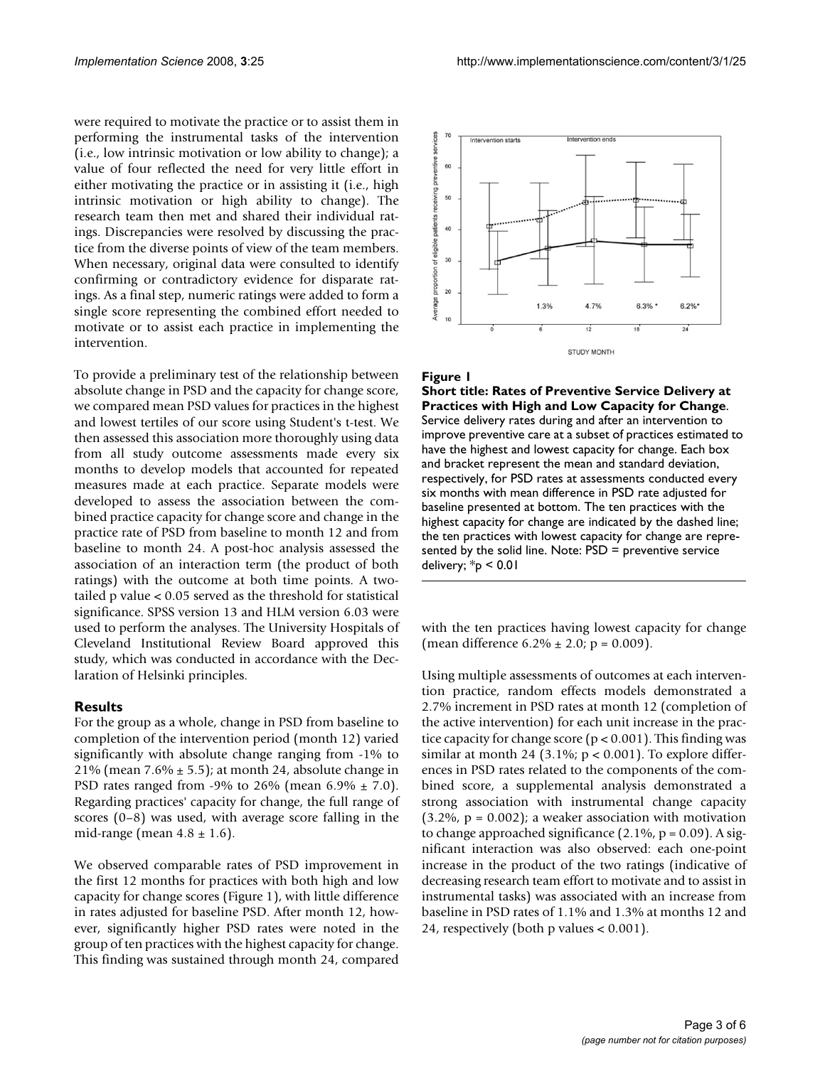were required to motivate the practice or to assist them in performing the instrumental tasks of the intervention (i.e., low intrinsic motivation or low ability to change); a value of four reflected the need for very little effort in either motivating the practice or in assisting it (i.e., high intrinsic motivation or high ability to change). The research team then met and shared their individual ratings. Discrepancies were resolved by discussing the practice from the diverse points of view of the team members. When necessary, original data were consulted to identify confirming or contradictory evidence for disparate ratings. As a final step, numeric ratings were added to form a single score representing the combined effort needed to motivate or to assist each practice in implementing the intervention.

To provide a preliminary test of the relationship between absolute change in PSD and the capacity for change score, we compared mean PSD values for practices in the highest and lowest tertiles of our score using Student's t-test. We then assessed this association more thoroughly using data from all study outcome assessments made every six months to develop models that accounted for repeated measures made at each practice. Separate models were developed to assess the association between the combined practice capacity for change score and change in the practice rate of PSD from baseline to month 12 and from baseline to month 24. A post-hoc analysis assessed the association of an interaction term (the product of both ratings) with the outcome at both time points. A two-tailed p value < 0.05 served as the threshold for statistical significance. SPSS version 13 and HLM version 6.03 were used to perform the analyses. The University Hospitals of Cleveland Institutional Review Board approved this study, which was conducted in accordance with the Declaration of Helsinki principles.

## Results

For the group as a whole, change in PSD from baseline to completion of the intervention period (month 12) varied significantly with absolute change ranging from -1% to 21% (mean 7.6% ± 5.5); at month 24, absolute change in PSD rates ranged from -9% to 26% (mean 6.9% ± 7.0). Regarding practices' capacity for change, the full range of scores (0–8) was used, with average score falling in the mid-range (mean 4.8 ± 1.6).

We observed comparable rates of PSD improvement in the first 12 months for practices with both high and low capacity for change scores (Figure 1), with little difference in rates adjusted for baseline PSD. After month 12, however, significantly higher PSD rates were noted in the group of ten practices with the highest capacity for change. This finding was sustained through month 24, compared with the ten practices having lowest capacity for change (mean difference 6.2% ± 2.0; p = 0.009).

**Figure 1**

**Short title: Rates of Preventive Service Delivery at Practices with High and Low Capacity for Change**. Service delivery rates during and after an intervention to improve preventive care at a subset of practices estimated to have the highest and lowest capacity for change. Each box and bracket represent the mean and standard deviation, respectively, for PSD rates at assessments conducted every six months with mean difference in PSD rate adjusted for baseline presented at bottom. The ten practices with the highest capacity for change are indicated by the dashed line; the ten practices with lowest capacity for change are represented by the solid line. Note: PSD = preventive service delivery; *p < 0.01

Using multiple assessments of outcomes at each intervention practice, random effects models demonstrated a 2.7% increment in PSD rates at month 12 (completion of the active intervention) for each unit increase in the practice capacity for change score (p < 0.001). This finding was similar at month 24 (3.1%; p < 0.001). To explore differences in PSD rates related to the components of the combined score, a supplemental analysis demonstrated a strong association with instrumental change capacity (3.2%, p = 0.002); a weaker association with motivation to change approached significance (2.1%, p = 0.09). A significant interaction was also observed: each one-point increase in the product of the two ratings (indicative of decreasing research team effort to motivate and to assist in instrumental tasks) was associated with an increase from baseline in PSD rates of 1.1% and 1.3% at months 12 and 24, respectively (both p values < 0.001).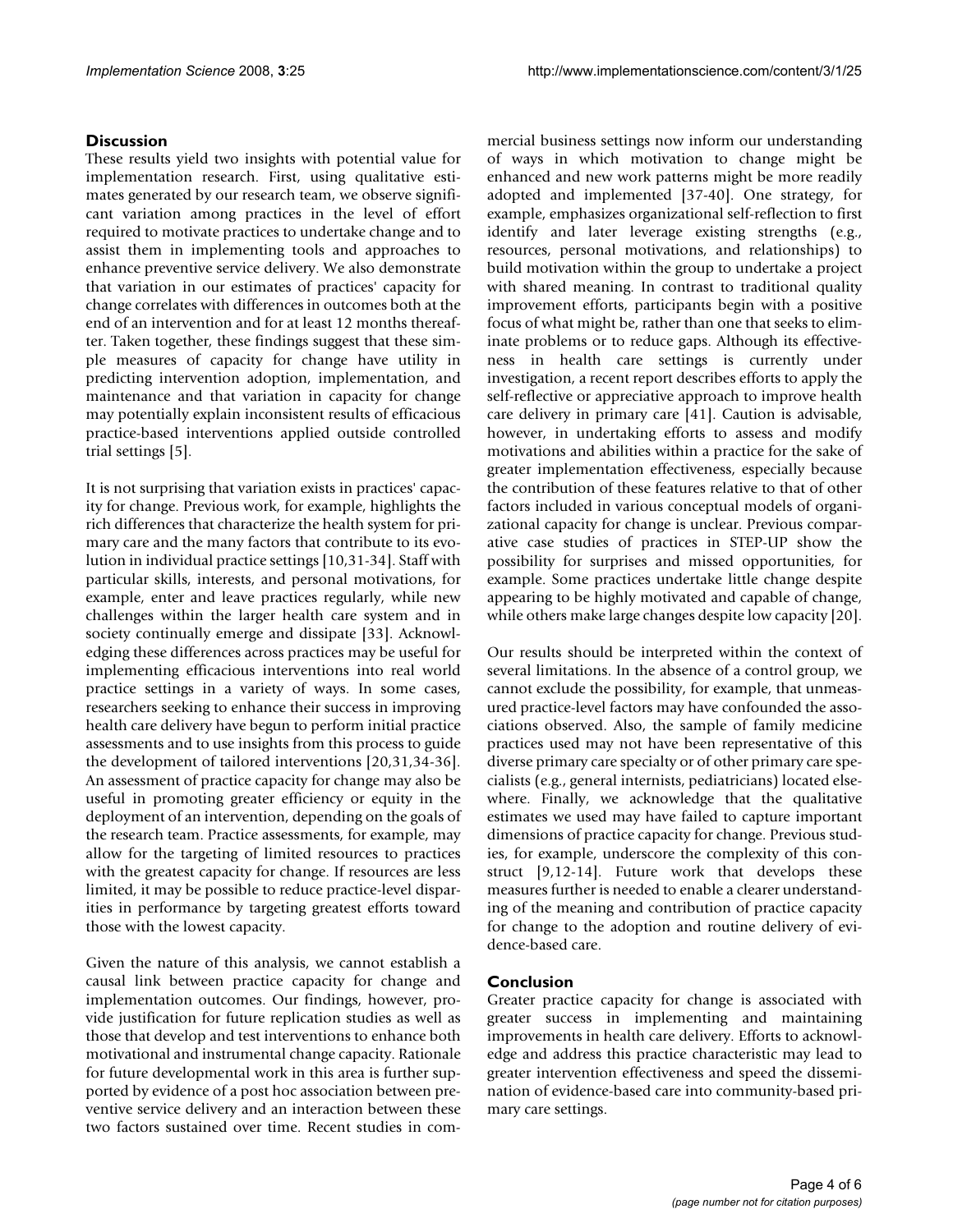## Discussion

These results yield two insights with potential value for implementation research. First, using qualitative estimates generated by our research team, we observe significant variation among practices in the level of effort required to motivate practices to undertake change and to assist them in implementing tools and approaches to enhance preventive service delivery. We also demonstrate that variation in our estimates of practices' capacity for change correlates with differences in outcomes both at the end of an intervention and for at least 12 months thereafter. Taken together, these findings suggest that these simple measures of capacity for change have utility in predicting intervention adoption, implementation, and maintenance and that variation in capacity for change may potentially explain inconsistent results of efficacious practice-based interventions applied outside controlled trial settings [5].

It is not surprising that variation exists in practices' capacity for change. Previous work, for example, highlights the rich differences that characterize the health system for primary care and the many factors that contribute to its evolution in individual practice settings [10,31-34]. Staff with particular skills, interests, and personal motivations, for example, enter and leave practices regularly, while new challenges within the larger health care system and in society continually emerge and dissipate [33]. Acknowledging these differences across practices may be useful for implementing efficacious interventions into real world practice settings in a variety of ways. In some cases, researchers seeking to enhance their success in improving health care delivery have begun to perform initial practice assessments and to use insights from this process to guide the development of tailored interventions [20,31,34-36]. An assessment of practice capacity for change may also be useful in promoting greater efficiency or equity in the deployment of an intervention, depending on the goals of the research team. Practice assessments, for example, may allow for the targeting of limited resources to practices with the greatest capacity for change. If resources are less limited, it may be possible to reduce practice-level disparities in performance by targeting greatest efforts toward those with the lowest capacity.

Given the nature of this analysis, we cannot establish a causal link between practice capacity for change and implementation outcomes. Our findings, however, provide justification for future replication studies as well as those that develop and test interventions to enhance both motivational and instrumental change capacity. Rationale for future developmental work in this area is further supported by evidence of a post hoc association between preventive service delivery and an interaction between these two factors sustained over time. Recent studies in commercial business settings now inform our understanding of ways in which motivation to change might be enhanced and new work patterns might be more readily adopted and implemented [37-40]. One strategy, for example, emphasizes organizational self-reflection to first identify and later leverage existing strengths (e.g., resources, personal motivations, and relationships) to build motivation within the group to undertake a project with shared meaning. In contrast to traditional quality improvement efforts, participants begin with a positive focus of what might be, rather than one that seeks to eliminate problems or to reduce gaps. Although its effectiveness in health care settings is currently under investigation, a recent report describes efforts to apply the self-reflective or appreciative approach to improve health care delivery in primary care [41]. Caution is advisable, however, in undertaking efforts to assess and modify motivations and abilities within a practice for the sake of greater implementation effectiveness, especially because the contribution of these features relative to that of other factors included in various conceptual models of organizational capacity for change is unclear. Previous comparative case studies of practices in STEP-UP show the possibility for surprises and missed opportunities, for example. Some practices undertake little change despite appearing to be highly motivated and capable of change, while others make large changes despite low capacity [20].

Our results should be interpreted within the context of several limitations. In the absence of a control group, we cannot exclude the possibility, for example, that unmeasured practice-level factors may have confounded the associations observed. Also, the sample of family medicine practices used may not have been representative of this diverse primary care specialty or of other primary care specialists (e.g., general internists, pediatricians) located elsewhere. Finally, we acknowledge that the qualitative estimates we used may have failed to capture important dimensions of practice capacity for change. Previous studies, for example, underscore the complexity of this construct [9,12-14]. Future work that develops these measures further is needed to enable a clearer understanding of the meaning and contribution of practice capacity for change to the adoption and routine delivery of evidence-based care.

## Conclusion

Greater practice capacity for change is associated with greater success in implementing and maintaining improvements in health care delivery. Efforts to acknowledge and address this practice characteristic may lead to greater intervention effectiveness and speed the dissemination of evidence-based care into community-based primary care settings.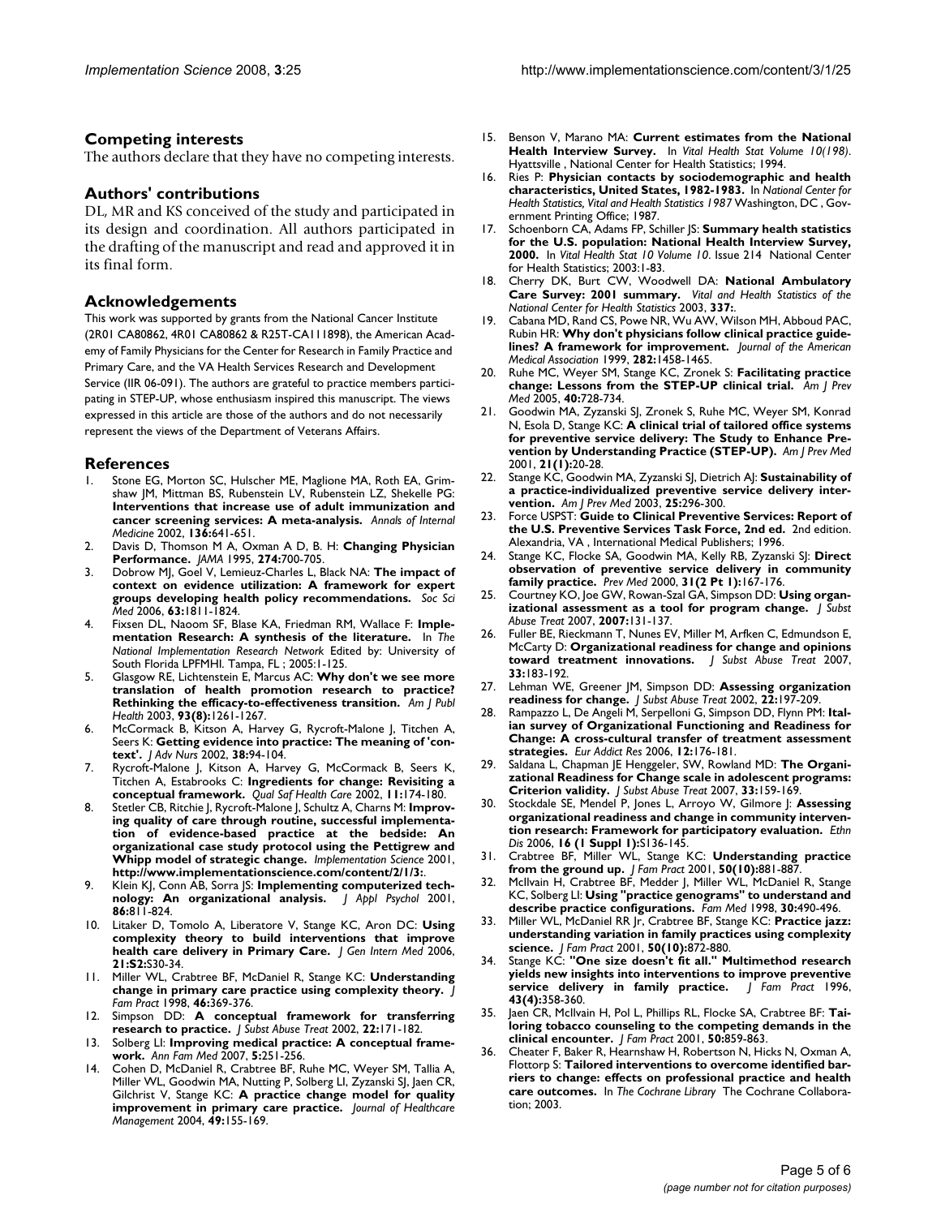## Competing interests

The authors declare that they have no competing interests.

## Authors' contributions

DL, MR and KS conceived of the study and participated in its design and coordination. All authors participated in the drafting of the manuscript and read and approved it in its final form.

## Acknowledgements

This work was supported by grants from the National Cancer Institute (2R01 CA80862, 4R01 CA80862 & R25T-CA111898), the American Academy of Family Physicians for the Center for Research in Family Practice and Primary Care, and the VA Health Services Research and Development Service (IIR 06-091). The authors are grateful to practice members participating in STEP-UP, whose enthusiasm inspired this manuscript. The views expressed in this article are those of the authors and do not necessarily represent the views of the Department of Veterans Affairs.

## References

1. Stone EG, Morton SC, Hulscher ME, Maglione MA, Roth EA, Grimshaw JM, Mittman BS, Rubenstein LV, Rubenstein LZ, Shekelle PG: **Interventions that increase use of adult immunization and cancer screening services: A meta-analysis.** *Annals of Internal Medicine* 2002, **136:**641-651.
2. Davis D, Thomson M A, Oxman A D, B. H: **Changing Physician Performance.** *JAMA* 1995, **274:**700-705.
3. Dobrow MJ, Goel V, Lemieux-Charles L, Black NA: **The impact of context on evidence utilization: A framework for expert groups developing health policy recommendations.** *Soc Sci Med* 2006, **63:**1811-1824.
4. Fixsen DL, Naoom SF, Blase KA, Friedman RM, Wallace F: **Implementation Research: A synthesis of the literature.** In *The National Implementation Research Network* Edited by: University of South Florida LPFMHI. Tampa, FL ; 2005:1-125.
5. Glasgow RE, Lichtenstein E, Marcus AC: **Why don't we see more translation of health promotion research to practice? Rethinking the efficacy-to-effectiveness transition.** *Am J Publ Health* 2003, **93(8):**1261-1267.
6. McCormack B, Kitson A, Harvey G, Rycroft-Malone J, Titchen A, Seers K: **Getting evidence into practice: The meaning of 'context'.** *J Adv Nurs* 2002, **38:**94-104.
7. Rycroft-Malone J, Kitson A, Harvey G, McCormack B, Seers K, Titchen A, Estabrooks C: **Ingredients for change: Revisiting a conceptual framework.** *Qual Saf Health Care* 2002, **11:**174-180.
8. Stetler CB, Ritchie J, Rycroft-Malone J, Schultz A, Charns M: **Improving quality of care through routine, successful implementation of evidence-based practice at the bedside: An organizational case study protocol using the Pettigrew and Whipp model of strategic change.** *Implementation Science* 2001, **http://www.implementationscience.com/content/2/1/3:**.
9. Klein KJ, Conn AB, Sorra JS: **Implementing computerized technology: An organizational analysis.** *J Appl Psychol* 2001, **86:**811-824.
10. Litaker D, Tomolo A, Liberatore V, Stange KC, Aron DC: **Using complexity theory to build interventions that improve health care delivery in Primary Care.** *J Gen Intern Med* 2006, **21:S2:**S30-34.
11. Miller WL, Crabtree BF, McDaniel R, Stange KC: **Understanding change in primary care practice using complexity theory.** *J Fam Pract* 1998, **46:**369-376.
12. Simpson DD: **A conceptual framework for transferring research to practice.** *J Subst Abuse Treat* 2002, **22:**171-182.
13. Solberg LI: **Improving medical practice: A conceptual framework.** *Ann Fam Med* 2007, **5:**251-256.
14. Cohen D, McDaniel R, Crabtree BF, Ruhe MC, Weyer SM, Tallia A, Miller WL, Goodwin MA, Nutting P, Solberg LI, Zyzanski SJ, Jaen CR, Gilchrist V, Stange KC: **A practice change model for quality improvement in primary care practice.** *Journal of Healthcare Management* 2004, **49:**155-169.
15. Benson V, Marano MA: **Current estimates from the National Health Interview Survey.** In *Vital Health Stat Volume 10(198)*. Hyattsville , National Center for Health Statistics; 1994.
16. Ries P: **Physician contacts by sociodemographic and health characteristics, United States, 1982-1983.** In *National Center for Health Statistics, Vital and Health Statistics 1987* Washington, DC , Government Printing Office; 1987.
17. Schoenborn CA, Adams FP, Schiller JS: **Summary health statistics for the U.S. population: National Health Interview Survey, 2000.** In *Vital Health Stat 10 Volume 10*. Issue 214 National Center for Health Statistics; 2003:1-83.
18. Cherry DK, Burt CW, Woodwell DA: **National Ambulatory Care Survey: 2001 summary.** *Vital and Health Statistics of the National Center for Health Statistics* 2003, **337:**.
19. Cabana MD, Rand CS, Powe NR, Wu AW, Wilson MH, Abboud PAC, Rubin HR: **Why don't physicians follow clinical practice guidelines? A framework for improvement.** *Journal of the American Medical Association* 1999, **282:**1458-1465.
20. Ruhe MC, Weyer SM, Stange KC, Zronek S: **Facilitating practice change: Lessons from the STEP-UP clinical trial.** *Am J Prev Med* 2005, **40:**728-734.
21. Goodwin MA, Zyzanski SJ, Zronek S, Ruhe MC, Weyer SM, Konrad N, Esola D, Stange KC: **A clinical trial of tailored office systems for preventive service delivery: The Study to Enhance Prevention by Understanding Practice (STEP-UP).** *Am J Prev Med* 2001, **21(1):**20-28.
22. Stange KC, Goodwin MA, Zyzanski SJ, Dietrich AJ: **Sustainability of a practice-individualized preventive service delivery intervention.** *Am J Prev Med* 2003, **25:**296-300.
23. Force USPST: **Guide to Clinical Preventive Services: Report of the U.S. Preventive Services Task Force, 2nd ed.** 2nd edition. Alexandria, VA , International Medical Publishers; 1996.
24. Stange KC, Flocke SA, Goodwin MA, Kelly RB, Zyzanski SJ: **Direct observation of preventive service delivery in community family practice.** *Prev Med* 2000, **31(2 Pt 1):**167-176.
25. Courtney KO, Joe GW, Rowan-Szal GA, Simpson DD: **Using organizational assessment as a tool for program change.** *J Subst Abuse Treat* 2007, **2007:**131-137.
26. Fuller BE, Rieckmann T, Nunes EV, Miller M, Arfken C, Edmundson E, McCarty D: **Organizational readiness for change and opinions toward treatment innovations.** *J Subst Abuse Treat* 2007, **33:**183-192.
27. Lehman WE, Greener JM, Simpson DD: **Assessing organization readiness for change.** *J Subst Abuse Treat* 2002, **22:**197-209.
28. Rampazzo L, De Angeli M, Serpelloni G, Simpson DD, Flynn PM: **Italian survey of Organizational Functioning and Readiness for Change: A cross-cultural transfer of treatment assessment strategies.** *Eur Addict Res* 2006, **12:**176-181.
29. Saldana L, Chapman JE Henggeler, SW, Rowland MD: **The Organizational Readiness for Change scale in adolescent programs: Criterion validity.** *J Subst Abuse Treat* 2007, **33:**159-169.
30. Stockdale SE, Mendel P, Jones L, Arroyo W, Gilmore J: **Assessing organizational readiness and change in community intervention research: Framework for participatory evaluation.** *Ethn Dis* 2006, **16 (1 Suppl 1):**S136-145.
31. Crabtree BF, Miller WL, Stange KC: **Understanding practice from the ground up.** *J Fam Pract* 2001, **50(10):**881-887.
32. McIlvain H, Crabtree BF, Medder J, Miller WL, McDaniel R, Stange KC, Solberg LI: **Using "practice genograms" to understand and describe practice configurations.** *Fam Med* 1998, **30:**490-496.
33. Miller WL, McDaniel RR Jr, Crabtree BF, Stange KC: **Practice jazz: understanding variation in family practices using complexity science.** *J Fam Pract* 2001, **50(10):**872-880.
34. Stange KC: **"One size doesn't fit all." Multimethod research yields new insights into interventions to improve preventive service delivery in family practice.** *J Fam Pract* 1996, **43(4):**358-360.
35. Jaen CR, McIlvain H, Pol L, Phillips RL, Flocke SA, Crabtree BF: **Tailoring tobacco counseling to the competing demands in the clinical encounter.** *J Fam Pract* 2001, **50:**859-863.
36. Cheater F, Baker R, Hearnshaw H, Robertson N, Hicks N, Oxman A, Flottorp S: **Tailored interventions to overcome identified barriers to change: effects on professional practice and health care outcomes.** In *The Cochrane Library* The Cochrane Collaboration; 2003.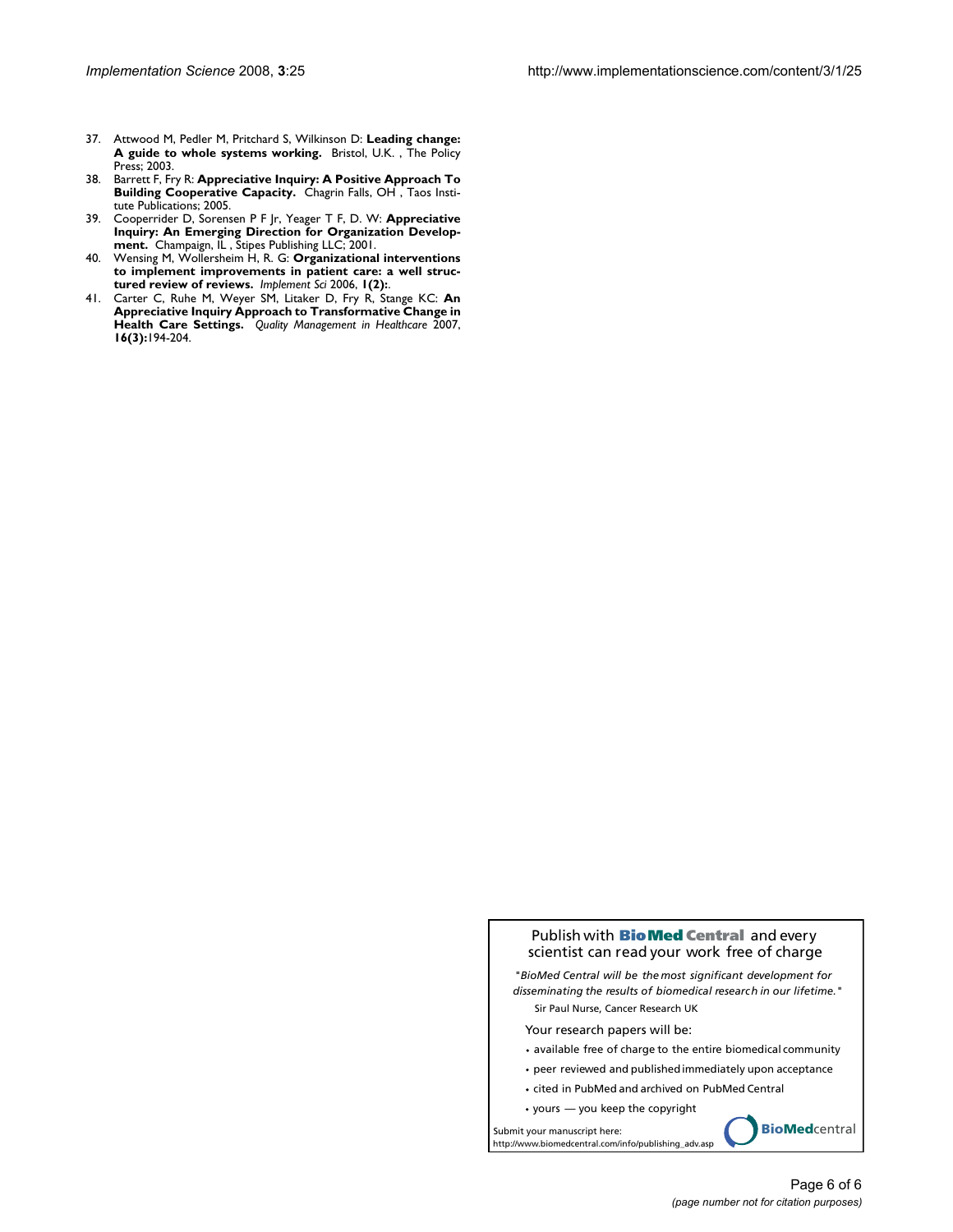37. Attwood M, Pedler M, Pritchard S, Wilkinson D: **Leading change: A guide to whole systems working.** Bristol, U.K. , The Policy Press; 2003.
38. Barrett F, Fry R: **Appreciative Inquiry: A Positive Approach To Building Cooperative Capacity.** Chagrin Falls, OH , Taos Institute Publications; 2005.
39. Cooperrider D, Sorensen P F Jr, Yeager T F, D. W: **Appreciative Inquiry: An Emerging Direction for Organization Development.** Champaign, IL , Stipes Publishing LLC; 2001.
40. Wensing M, Wollersheim H, R. G: **Organizational interventions to implement improvements in patient care: a well structured review of reviews.** *Implement Sci* 2006, **1(2):**.
41. Carter C, Ruhe M, Weyer SM, Litaker D, Fry R, Stange KC: **An Appreciative Inquiry Approach to Transformative Change in Health Care Settings.** *Quality Management in Healthcare* 2007, **16(3):**194-204.

Publish with **BioMed Central** and every scientist can read your work free of charge

*"BioMed Central will be the most significant development for disseminating the results of biomedical research in our lifetime."*

Sir Paul Nurse, Cancer Research UK

Your research papers will be:

- available free of charge to the entire biomedical community
- peer reviewed and published immediately upon acceptance
- cited in PubMed and archived on PubMed Central
- yours — you keep the copyright

Submit your manuscript here:
http://www.biomedcentral.com/info/publishing_adv.asp

**BioMed**central